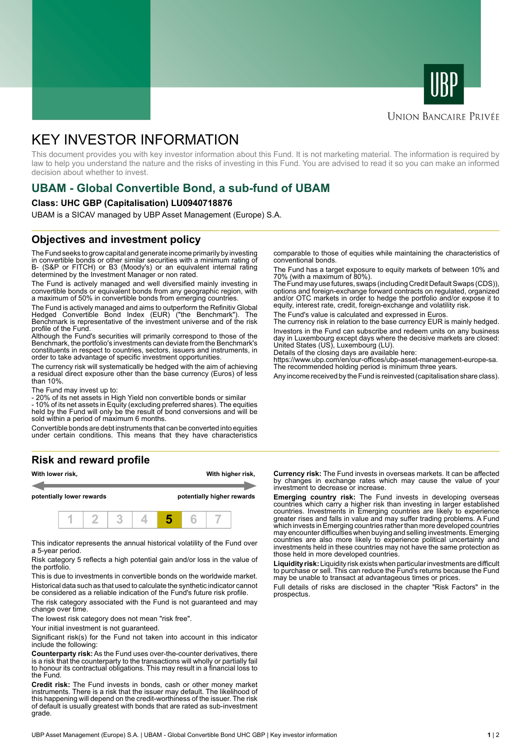UBP

Union Bancaire Privée

# KEY INVESTOR INFORMATION

This document provides you with key investor information about this Fund. It is not marketing material. The information is required by law to help you understand the nature and the risks of investing in this Fund. You are advised to read it so you can make an informed decision about whether to invest.

## UBAM - Global Convertible Bond, a sub-fund of UBAM

**Class: UHC GBP (Capitalisation) LU0940718876**

UBAM is a SICAV managed by UBP Asset Management (Europe) S.A.

## Objectives and investment policy

The Fund seeks to grow capital and generate income primarily by investing in convertible bonds or other similar securities with a minimum rating of B- (S&P or FITCH) or B3 (Moody's) or an equivalent internal rating determined by the Investment Manager or non rated.

The Fund is actively managed and well diversified mainly investing in convertible bonds or equivalent bonds from any geographic region, with a maximum of 50% in convertible bonds from emerging countries.

The Fund is actively managed and aims to outperform the Refinitiv Global Hedged Convertible Bond Index (EUR) ("the Benchmark"). The Benchmark is representative of the investment universe and of the risk profile of the Fund.

Although the Fund's securities will primarily correspond to those of the Benchmark, the portfolio's investments can deviate from the Benchmark's constituents in respect to countries, sectors, issuers and instruments, in order to take advantage of specific investment opportunities.

The currency risk will systematically be hedged with the aim of achieving a residual direct exposure other than the base currency (Euros) of less than 10%.

The Fund may invest up to:

- 20% of its net assets in High Yield non convertible bonds or similar
- 10% of its net assets in Equity (excluding preferred shares). The equities held by the Fund will only be the result of bond conversions and will be sold within a period of maximum 6 months.

Convertible bonds are debt instruments that can be converted into equities under certain conditions. This means that they have characteristics comparable to those of equities while maintaining the characteristics of conventional bonds.

The Fund has a target exposure to equity markets of between 10% and 70% (with a maximum of 80%).

The Fund may use futures, swaps (including Credit Default Swaps (CDS)), options and foreign-exchange forward contracts on regulated, organized and/or OTC markets in order to hedge the portfolio and/or expose it to equity, interest rate, credit, foreign-exchange and volatility risk.

The Fund's value is calculated and expressed in Euros.

The currency risk in relation to the base currency EUR is mainly hedged.

Investors in the Fund can subscribe and redeem units on any business day in Luxembourg except days where the decisive markets are closed: United States (US), Luxembourg (LU).

Details of the closing days are available here:
https://www.ubp.com/en/our-offices/ubp-asset-management-europe-sa.

The recommended holding period is minimum three years.

Any income received by the Fund is reinvested (capitalisation share class).

## Risk and reward profile

**With lower risk,** **potentially lower rewards** — **With higher risk,** **potentially higher rewards**

| 1 | 2 | 3 | 4 | **5** | 6 | 7 |
|---|---|---|---|---|---|---|

This indicator represents the annual historical volatility of the Fund over a 5-year period.

Risk category 5 reflects a high potential gain and/or loss in the value of the portfolio.

This is due to investments in convertible bonds on the worldwide market.

Historical data such as that used to calculate the synthetic indicator cannot be considered as a reliable indication of the Fund's future risk profile.

The risk category associated with the Fund is not guaranteed and may change over time.

The lowest risk category does not mean "risk free".

Your initial investment is not guaranteed.

Significant risk(s) for the Fund not taken into account in this indicator include the following:

**Counterparty risk:** As the Fund uses over-the-counter derivatives, there is a risk that the counterparty to the transactions will wholly or partially fail to honour its contractual obligations. This may result in a financial loss to the Fund.

**Credit risk:** The Fund invests in bonds, cash or other money market instruments. There is a risk that the issuer may default. The likelihood of this happening will depend on the credit-worthiness of the issuer. The risk of default is usually greatest with bonds that are rated as sub-investment grade.

**Currency risk:** The Fund invests in overseas markets. It can be affected by changes in exchange rates which may cause the value of your investment to decrease or increase.

**Emerging country risk:** The Fund invests in developing overseas countries which carry a higher risk than investing in larger established countries. Investments in Emerging countries are likely to experience greater rises and falls in value and may suffer trading problems. A Fund which invests in Emerging countries rather than more developed countries may encounter difficulties when buying and selling investments. Emerging countries are also more likely to experience political uncertainty and investments held in these countries may not have the same protection as those held in more developed countries.

**Liquidity risk:** Liquidity risk exists when particular investments are difficult to purchase or sell. This can reduce the Fund's returns because the Fund may be unable to transact at advantageous times or prices.

Full details of risks are disclosed in the chapter "Risk Factors" in the prospectus.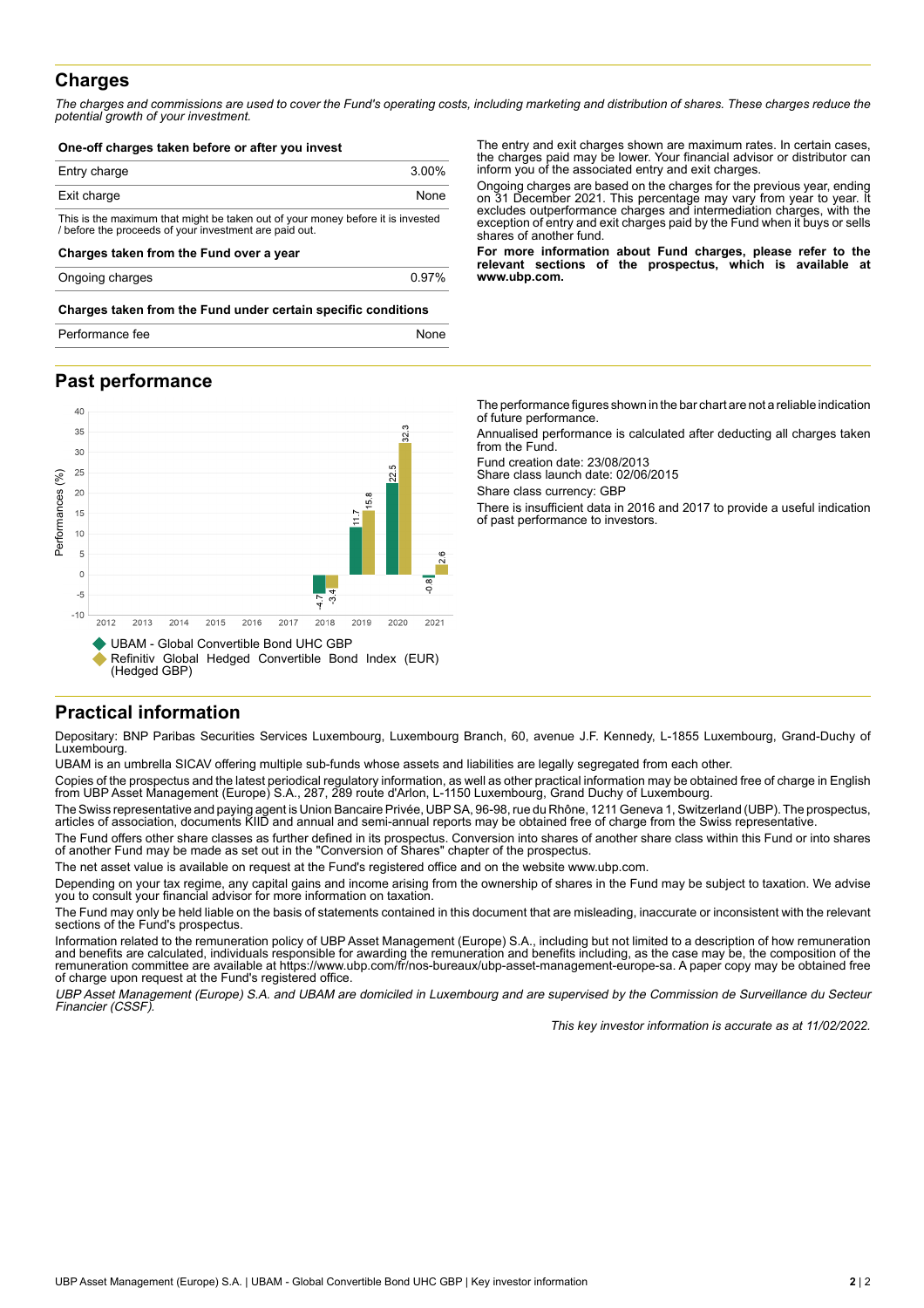## Charges

*The charges and commissions are used to cover the Fund's operating costs, including marketing and distribution of shares. These charges reduce the potential growth of your investment.*

| One-off charges taken before or after you invest | |
|---|---|
| Entry charge | 3.00% |
| Exit charge | None |

This is the maximum that might be taken out of your money before it is invested / before the proceeds of your investment are paid out.

| Charges taken from the Fund over a year | |
|---|---|
| Ongoing charges | 0.97% |

| Charges taken from the Fund under certain specific conditions | |
|---|---|
| Performance fee | None |

The entry and exit charges shown are maximum rates. In certain cases, the charges paid may be lower. Your financial advisor or distributor can inform you of the associated entry and exit charges.

Ongoing charges are based on the charges for the previous year, ending on 31 December 2021. This percentage may vary from year to year. It excludes outperformance charges and intermediation charges, with the exception of entry and exit charges paid by the Fund when it buys or sells shares of another fund.

**For more information about Fund charges, please refer to the relevant sections of the prospectus, which is available at www.ubp.com.**

## Past performance

Performances (%)

40
35
30
25
20
15
10
5
0
-5
-10

2012 2013 2014 2015 2016 2017 2018 2019 2020 2021

-4.7 -3.4 11.7 15.8 22.5 32.3 -0.8 2.6

UBAM - Global Convertible Bond UHC GBP

Refinitiv Global Hedged Convertible Bond Index (EUR) (Hedged GBP)

The performance figures shown in the bar chart are not a reliable indication of future performance.

Annualised performance is calculated after deducting all charges taken from the Fund.

Fund creation date: 23/08/2013
Share class launch date: 02/06/2015

Share class currency: GBP

There is insufficient data in 2016 and 2017 to provide a useful indication of past performance to investors.

## Practical information

Depositary: BNP Paribas Securities Services Luxembourg, Luxembourg Branch, 60, avenue J.F. Kennedy, L-1855 Luxembourg, Grand-Duchy of Luxembourg.

UBAM is an umbrella SICAV offering multiple sub-funds whose assets and liabilities are legally segregated from each other.

Copies of the prospectus and the latest periodical regulatory information, as well as other practical information may be obtained free of charge in English from UBP Asset Management (Europe) S.A., 287, 289 route d'Arlon, L-1150 Luxembourg, Grand Duchy of Luxembourg.

The Swiss representative and paying agent is Union Bancaire Privée, UBP SA, 96-98, rue du Rhône, 1211 Geneva 1, Switzerland (UBP). The prospectus, articles of association, documents KIID and annual and semi-annual reports may be obtained free of charge from the Swiss representative.

The Fund offers other share classes as further defined in its prospectus. Conversion into shares of another share class within this Fund or into shares of another Fund may be made as set out in the "Conversion of Shares" chapter of the prospectus.

The net asset value is available on request at the Fund's registered office and on the website www.ubp.com.

Depending on your tax regime, any capital gains and income arising from the ownership of shares in the Fund may be subject to taxation. We advise you to consult your financial advisor for more information on taxation.

The Fund may only be held liable on the basis of statements contained in this document that are misleading, inaccurate or inconsistent with the relevant sections of the Fund's prospectus.

Information related to the remuneration policy of UBP Asset Management (Europe) S.A., including but not limited to a description of how remuneration and benefits are calculated, individuals responsible for awarding the remuneration and benefits including, as the case may be, the composition of the remuneration committee are available at https://www.ubp.com/fr/nos-bureaux/ubp-asset-management-europe-sa. A paper copy may be obtained free of charge upon request at the Fund's registered office.

*UBP Asset Management (Europe) S.A. and UBAM are domiciled in Luxembourg and are supervised by the Commission de Surveillance du Secteur Financier (CSSF).*

*This key investor information is accurate as at 11/02/2022.*